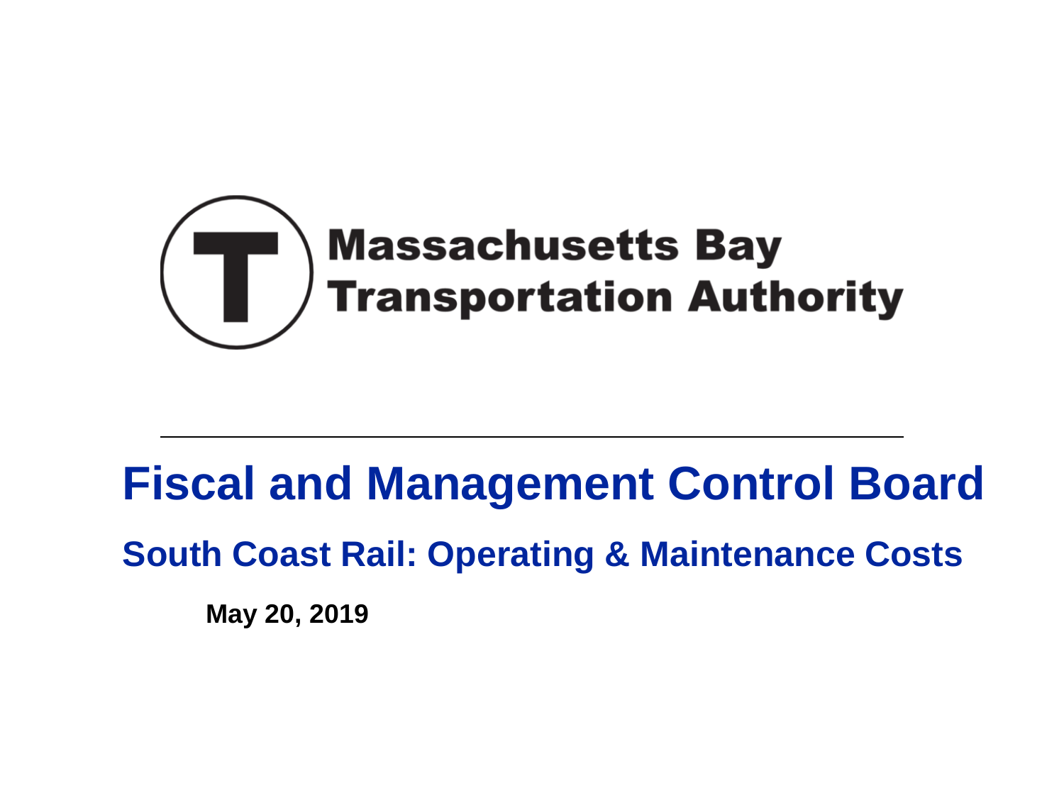Massachusetts Bay Transportation Authority

# Fiscal and Management Control Board

## South Coast Rail: Operating & Maintenance Costs

**May 20, 2019**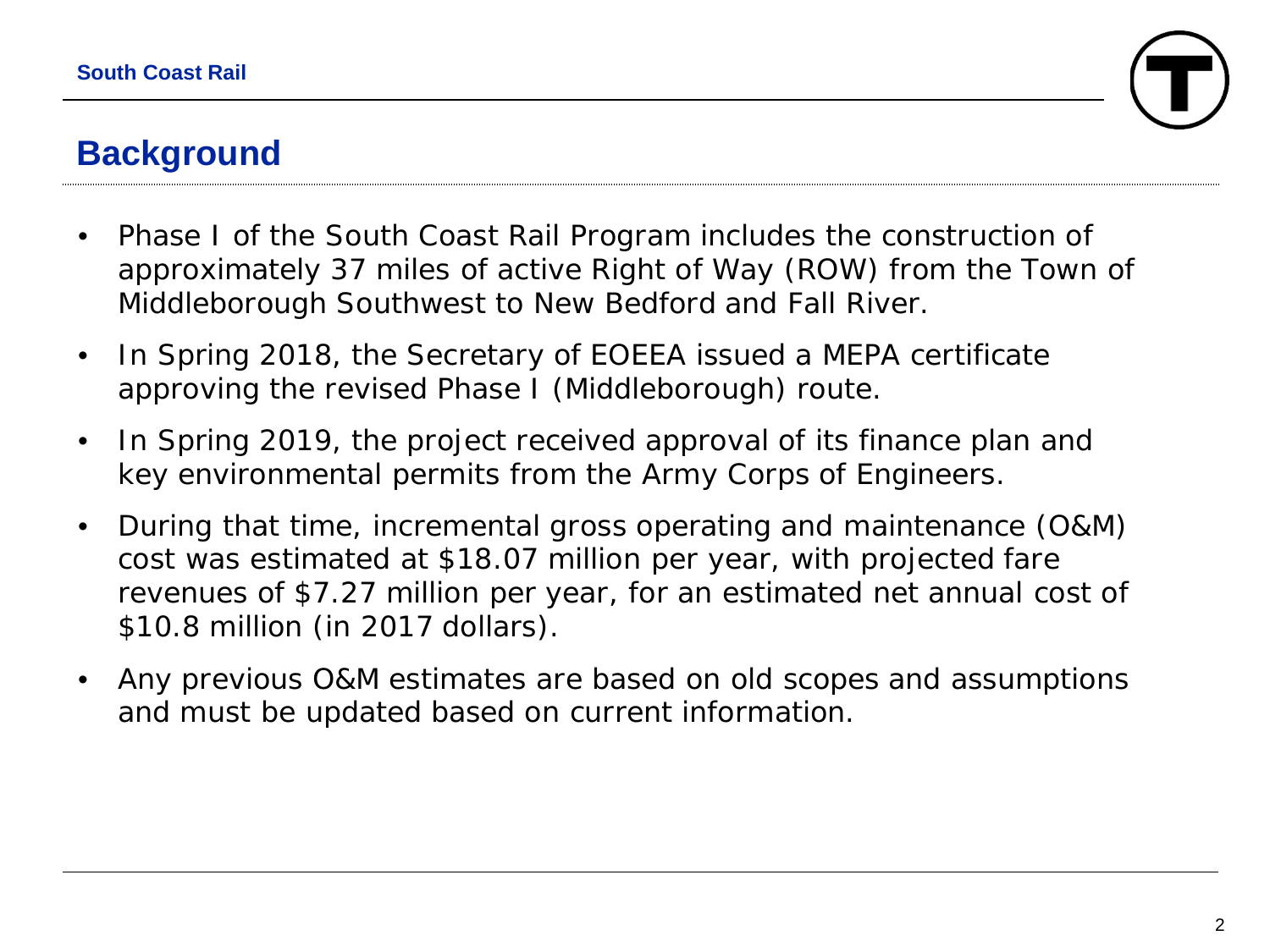# Background

- Phase I of the South Coast Rail Program includes the construction of approximately 37 miles of active Right of Way (ROW) from the Town of Middleborough Southwest to New Bedford and Fall River.
- In Spring 2018, the Secretary of EOEEA issued a MEPA certificate approving the revised Phase I (Middleborough) route.
- In Spring 2019, the project received approval of its finance plan and key environmental permits from the Army Corps of Engineers.
- During that time, incremental gross operating and maintenance (O&M) cost was estimated at $18.07 million per year, with projected fare revenues of $7.27 million per year, for an estimated net annual cost of $10.8 million (in 2017 dollars).
- Any previous O&M estimates are based on old scopes and assumptions and must be updated based on current information.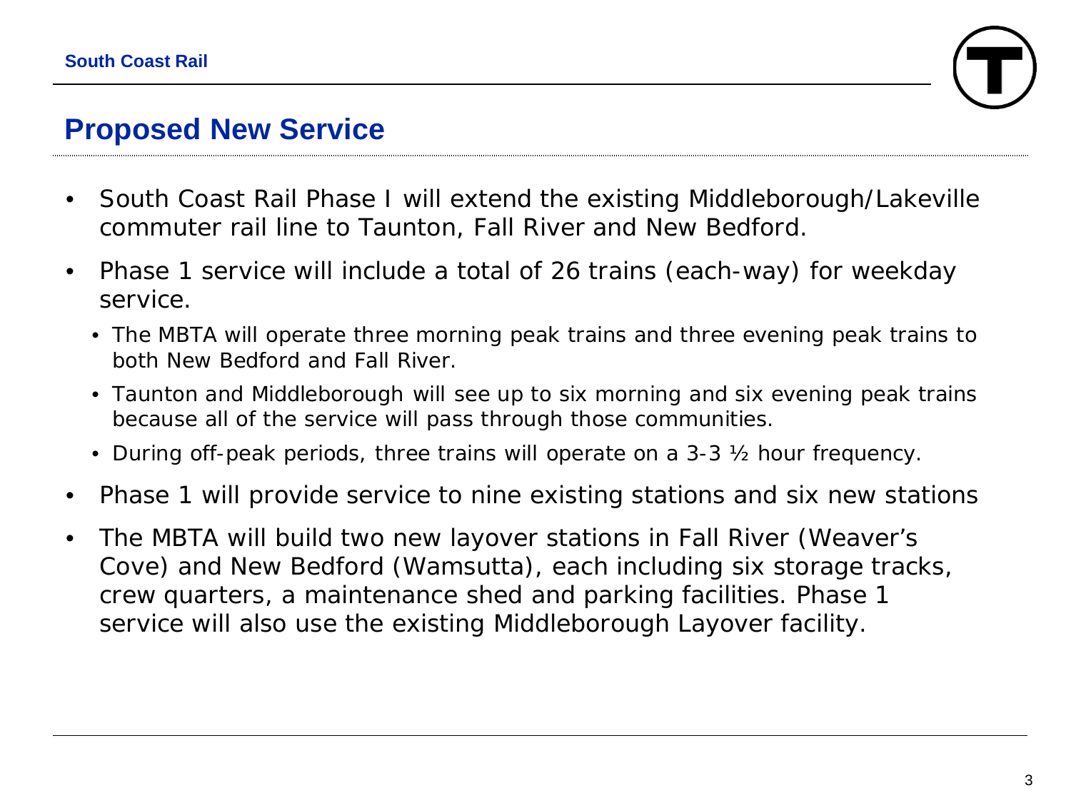## Proposed New Service

- South Coast Rail Phase I will extend the existing Middleborough/Lakeville commuter rail line to Taunton, Fall River and New Bedford.
- Phase 1 service will include a total of 26 trains (each-way) for weekday service.
  - The MBTA will operate three morning peak trains and three evening peak trains to both New Bedford and Fall River.
  - Taunton and Middleborough will see up to six morning and six evening peak trains because all of the service will pass through those communities.
  - During off-peak periods, three trains will operate on a 3-3 ½ hour frequency.
- Phase 1 will provide service to nine existing stations and six new stations
- The MBTA will build two new layover stations in Fall River (Weaver's Cove) and New Bedford (Wamsutta), each including six storage tracks, crew quarters, a maintenance shed and parking facilities. Phase 1 service will also use the existing Middleborough Layover facility.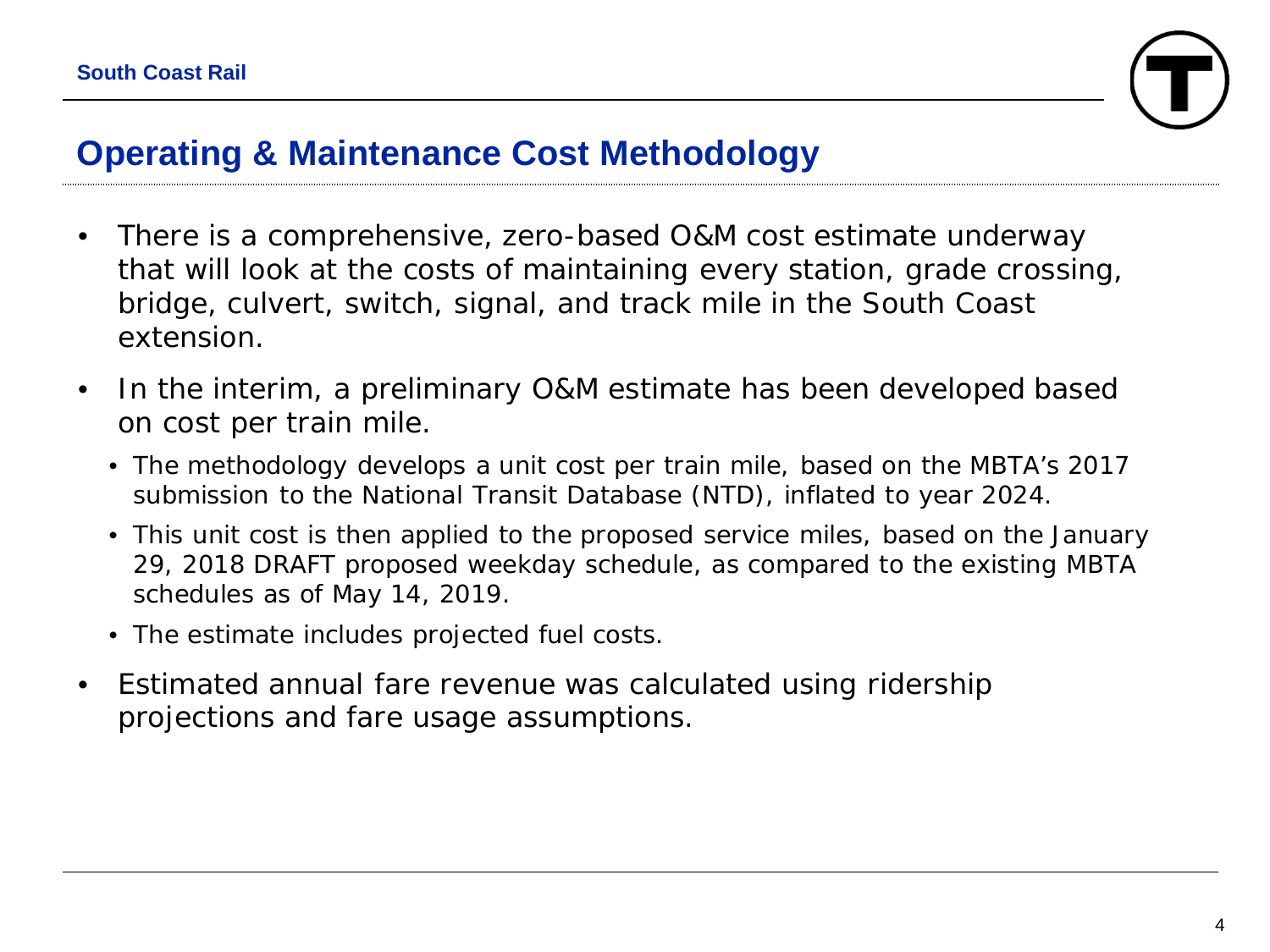# Operating & Maintenance Cost Methodology

- There is a comprehensive, zero-based O&M cost estimate underway that will look at the costs of maintaining every station, grade crossing, bridge, culvert, switch, signal, and track mile in the South Coast extension.
- In the interim, a preliminary O&M estimate has been developed based on cost per train mile.
  - The methodology develops a unit cost per train mile, based on the MBTA's 2017 submission to the National Transit Database (NTD), inflated to year 2024.
  - This unit cost is then applied to the proposed service miles, based on the January 29, 2018 DRAFT proposed weekday schedule, as compared to the existing MBTA schedules as of May 14, 2019.
  - The estimate includes projected fuel costs.
- Estimated annual fare revenue was calculated using ridership projections and fare usage assumptions.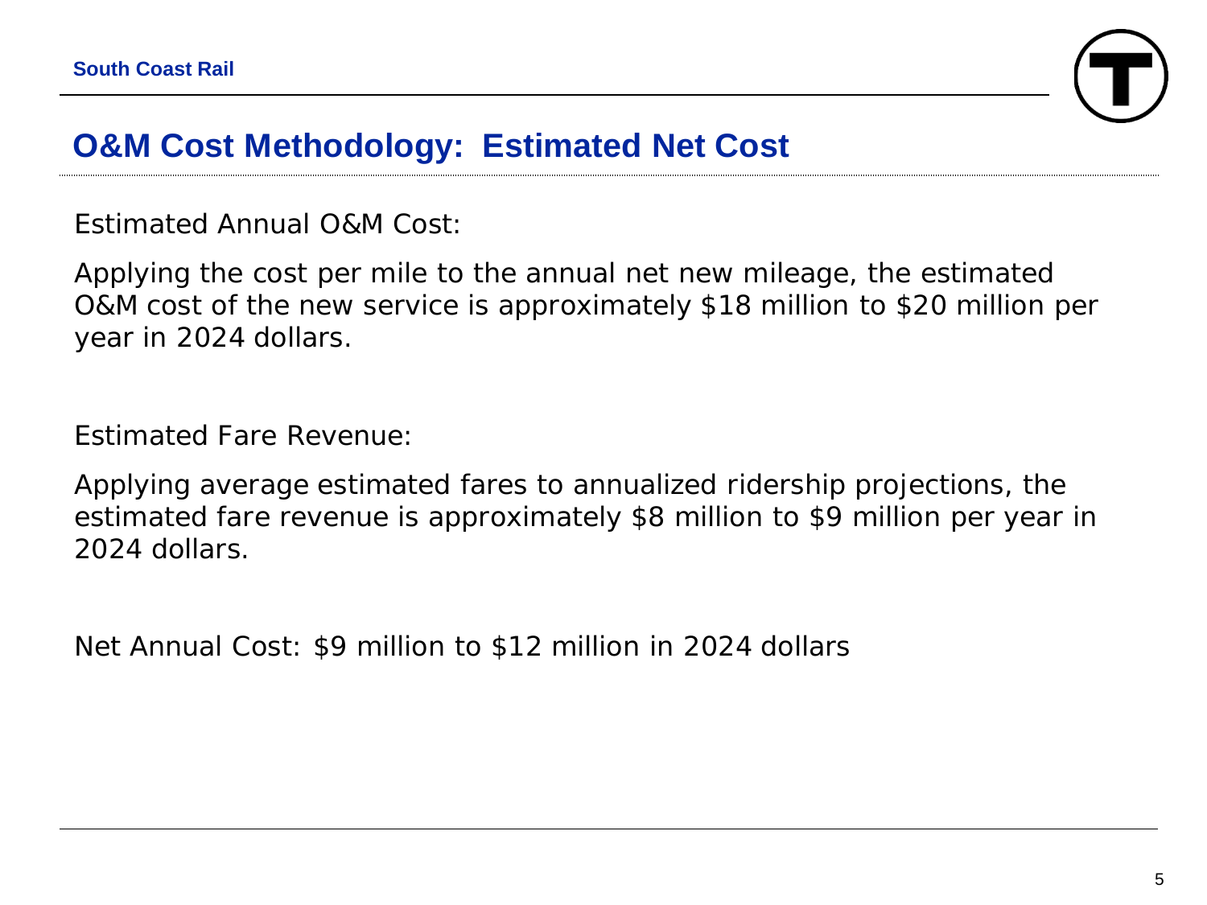# O&M Cost Methodology: Estimated Net Cost

Estimated Annual O&M Cost:

Applying the cost per mile to the annual net new mileage, the estimated O&M cost of the new service is approximately $18 million to $20 million per year in 2024 dollars.

Estimated Fare Revenue:

Applying average estimated fares to annualized ridership projections, the estimated fare revenue is approximately $8 million to $9 million per year in 2024 dollars.

Net Annual Cost: $9 million to $12 million in 2024 dollars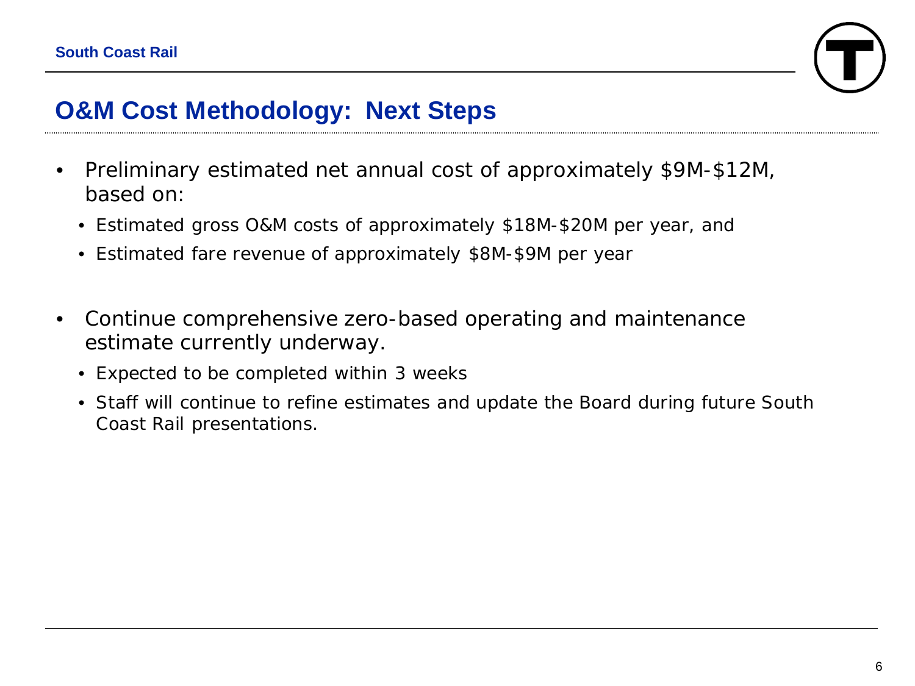# O&M Cost Methodology: Next Steps

- Preliminary estimated net annual cost of approximately $9M-$12M, based on:
  - Estimated gross O&M costs of approximately $18M-$20M per year, and
  - Estimated fare revenue of approximately $8M-$9M per year
- Continue comprehensive zero-based operating and maintenance estimate currently underway.
  - Expected to be completed within 3 weeks
  - Staff will continue to refine estimates and update the Board during future South Coast Rail presentations.